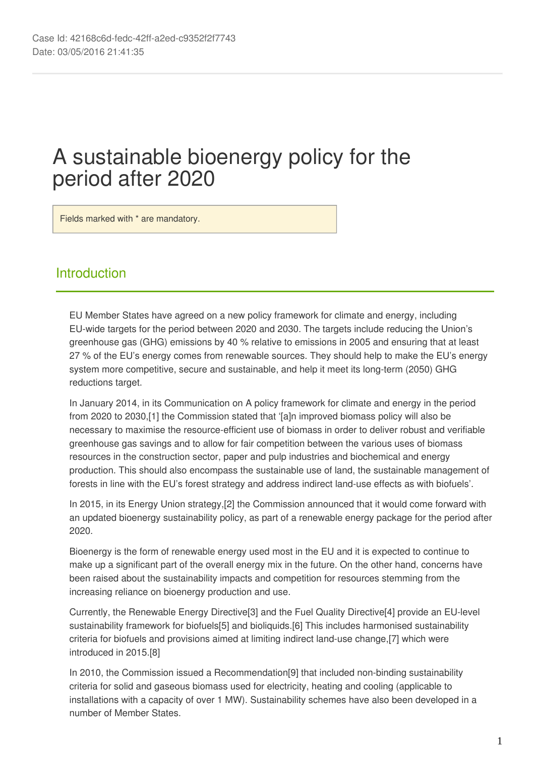Case Id: 42168c6d-fedc-42ff-a2ed-c9352f2f7743
Date: 03/05/2016 21:41:35

# A sustainable bioenergy policy for the period after 2020

Fields marked with * are mandatory.

## Introduction

EU Member States have agreed on a new policy framework for climate and energy, including EU-wide targets for the period between 2020 and 2030. The targets include reducing the Union's greenhouse gas (GHG) emissions by 40 % relative to emissions in 2005 and ensuring that at least 27 % of the EU's energy comes from renewable sources. They should help to make the EU's energy system more competitive, secure and sustainable, and help it meet its long-term (2050) GHG reductions target.

In January 2014, in its Communication on A policy framework for climate and energy in the period from 2020 to 2030,[1] the Commission stated that '[a]n improved biomass policy will also be necessary to maximise the resource-efficient use of biomass in order to deliver robust and verifiable greenhouse gas savings and to allow for fair competition between the various uses of biomass resources in the construction sector, paper and pulp industries and biochemical and energy production. This should also encompass the sustainable use of land, the sustainable management of forests in line with the EU's forest strategy and address indirect land-use effects as with biofuels'.

In 2015, in its Energy Union strategy,[2] the Commission announced that it would come forward with an updated bioenergy sustainability policy, as part of a renewable energy package for the period after 2020.

Bioenergy is the form of renewable energy used most in the EU and it is expected to continue to make up a significant part of the overall energy mix in the future. On the other hand, concerns have been raised about the sustainability impacts and competition for resources stemming from the increasing reliance on bioenergy production and use.

Currently, the Renewable Energy Directive[3] and the Fuel Quality Directive[4] provide an EU-level sustainability framework for biofuels[5] and bioliquids.[6] This includes harmonised sustainability criteria for biofuels and provisions aimed at limiting indirect land-use change,[7] which were introduced in 2015.[8]

In 2010, the Commission issued a Recommendation[9] that included non-binding sustainability criteria for solid and gaseous biomass used for electricity, heating and cooling (applicable to installations with a capacity of over 1 MW). Sustainability schemes have also been developed in a number of Member States.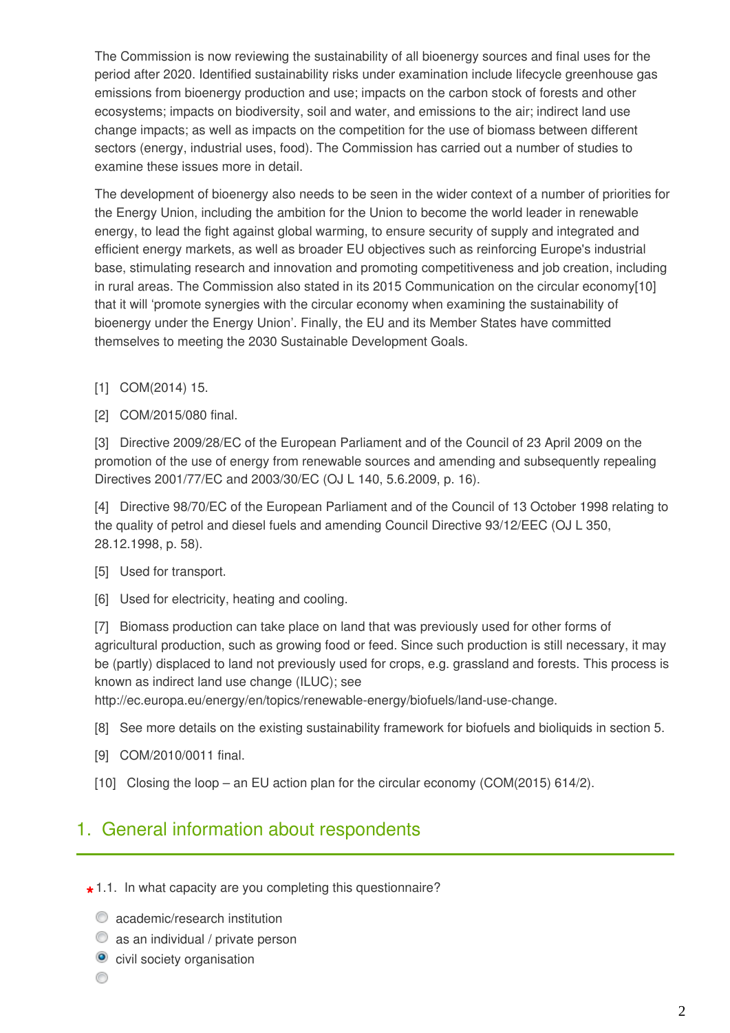The Commission is now reviewing the sustainability of all bioenergy sources and final uses for the period after 2020. Identified sustainability risks under examination include lifecycle greenhouse gas emissions from bioenergy production and use; impacts on the carbon stock of forests and other ecosystems; impacts on biodiversity, soil and water, and emissions to the air; indirect land use change impacts; as well as impacts on the competition for the use of biomass between different sectors (energy, industrial uses, food). The Commission has carried out a number of studies to examine these issues more in detail.

The development of bioenergy also needs to be seen in the wider context of a number of priorities for the Energy Union, including the ambition for the Union to become the world leader in renewable energy, to lead the fight against global warming, to ensure security of supply and integrated and efficient energy markets, as well as broader EU objectives such as reinforcing Europe's industrial base, stimulating research and innovation and promoting competitiveness and job creation, including in rural areas. The Commission also stated in its 2015 Communication on the circular economy[10] that it will 'promote synergies with the circular economy when examining the sustainability of bioenergy under the Energy Union'. Finally, the EU and its Member States have committed themselves to meeting the 2030 Sustainable Development Goals.

[1] COM(2014) 15.

[2] COM/2015/080 final.

[3] Directive 2009/28/EC of the European Parliament and of the Council of 23 April 2009 on the promotion of the use of energy from renewable sources and amending and subsequently repealing Directives 2001/77/EC and 2003/30/EC (OJ L 140, 5.6.2009, p. 16).

[4] Directive 98/70/EC of the European Parliament and of the Council of 13 October 1998 relating to the quality of petrol and diesel fuels and amending Council Directive 93/12/EEC (OJ L 350, 28.12.1998, p. 58).

[5] Used for transport.

[6] Used for electricity, heating and cooling.

[7] Biomass production can take place on land that was previously used for other forms of agricultural production, such as growing food or feed. Since such production is still necessary, it may be (partly) displaced to land not previously used for crops, e.g. grassland and forests. This process is known as indirect land use change (ILUC); see http://ec.europa.eu/energy/en/topics/renewable-energy/biofuels/land-use-change.

[8] See more details on the existing sustainability framework for biofuels and bioliquids in section 5.

[9] COM/2010/0011 final.

[10] Closing the loop – an EU action plan for the circular economy (COM(2015) 614/2).

## 1. General information about respondents

*1.1. In what capacity are you completing this questionnaire?

- ○ academic/research institution
- ○ as an individual / private person
- ◉ civil society organisation
- ○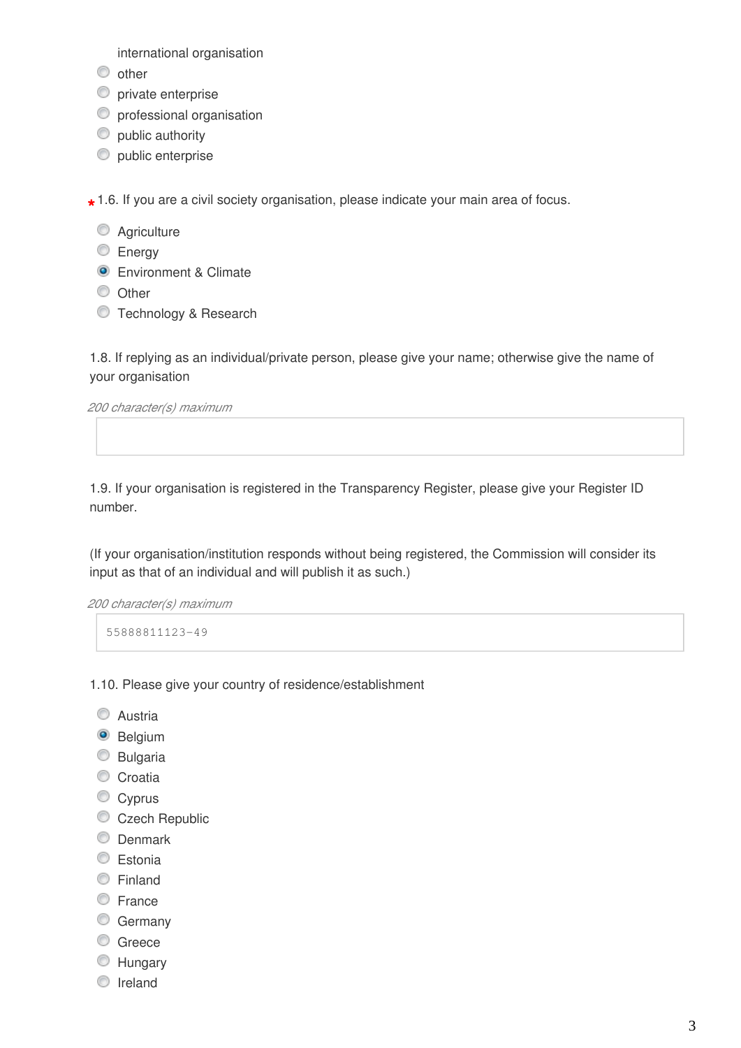international organisation

- other
- private enterprise
- professional organisation
- public authority
- public enterprise

*1.6. If you are a civil society organisation, please indicate your main area of focus.

- Agriculture
- Energy
- [x] Environment & Climate
- Other
- Technology & Research

1.8. If replying as an individual/private person, please give your name; otherwise give the name of your organisation

*200 character(s) maximum*

1.9. If your organisation is registered in the Transparency Register, please give your Register ID number.

(If your organisation/institution responds without being registered, the Commission will consider its input as that of an individual and will publish it as such.)

*200 character(s) maximum*

```
55888811123-49
```

1.10. Please give your country of residence/establishment

- Austria
- [x] Belgium
- Bulgaria
- Croatia
- Cyprus
- Czech Republic
- Denmark
- Estonia
- Finland
- France
- Germany
- Greece
- Hungary
- Ireland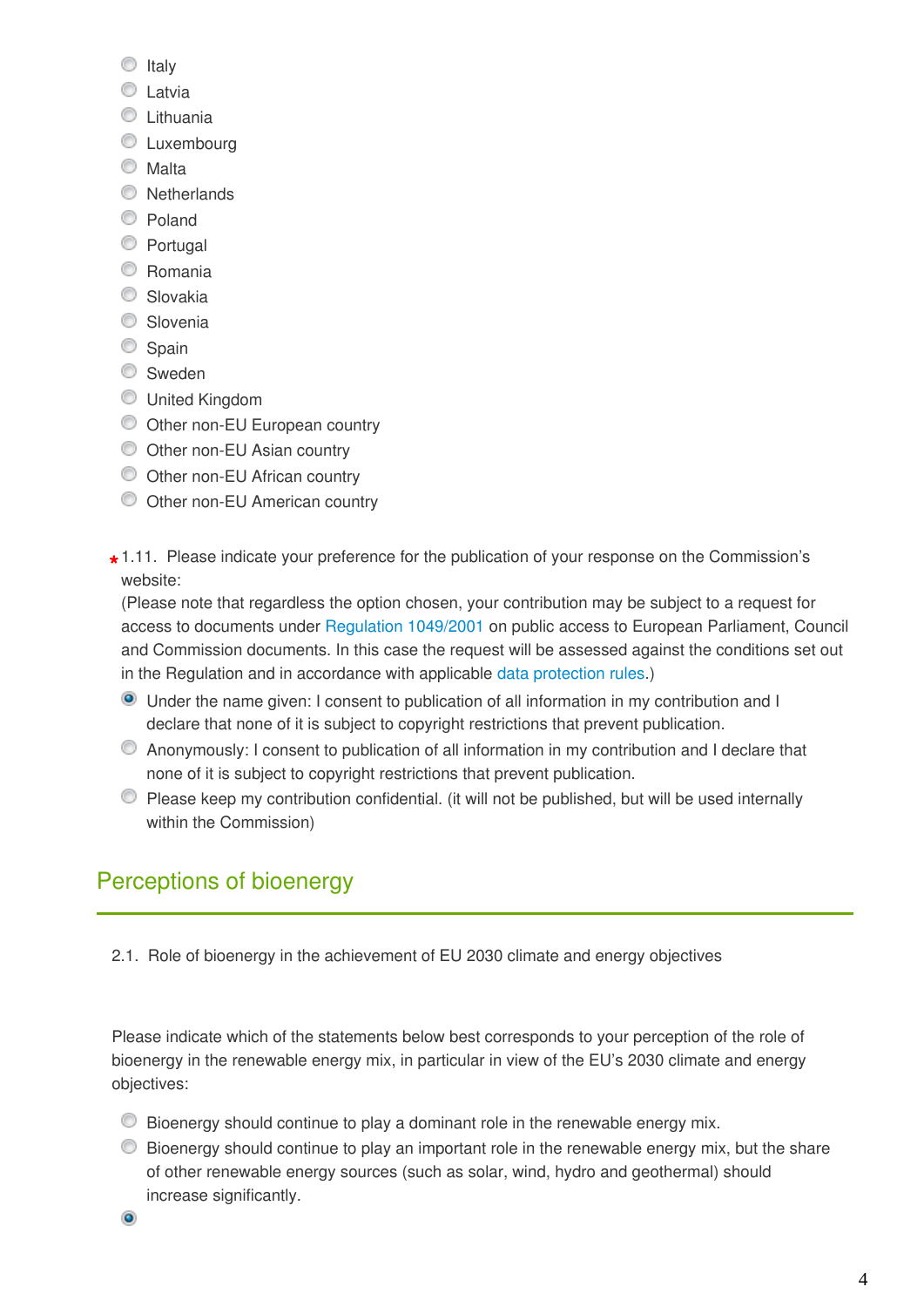- Italy
- Latvia
- Lithuania
- Luxembourg
- Malta
- Netherlands
- Poland
- Portugal
- Romania
- Slovakia
- Slovenia
- Spain
- Sweden
- United Kingdom
- Other non-EU European country
- Other non-EU Asian country
- Other non-EU African country
- Other non-EU American country

*1.11. Please indicate your preference for the publication of your response on the Commission's website:
(Please note that regardless the option chosen, your contribution may be subject to a request for access to documents under Regulation 1049/2001 on public access to European Parliament, Council and Commission documents. In this case the request will be assessed against the conditions set out in the Regulation and in accordance with applicable data protection rules.)

- [x] Under the name given: I consent to publication of all information in my contribution and I declare that none of it is subject to copyright restrictions that prevent publication.
- [ ] Anonymously: I consent to publication of all information in my contribution and I declare that none of it is subject to copyright restrictions that prevent publication.
- [ ] Please keep my contribution confidential. (it will not be published, but will be used internally within the Commission)

## Perceptions of bioenergy

2.1. Role of bioenergy in the achievement of EU 2030 climate and energy objectives

Please indicate which of the statements below best corresponds to your perception of the role of bioenergy in the renewable energy mix, in particular in view of the EU's 2030 climate and energy objectives:

- [ ] Bioenergy should continue to play a dominant role in the renewable energy mix.
- [ ] Bioenergy should continue to play an important role in the renewable energy mix, but the share of other renewable energy sources (such as solar, wind, hydro and geothermal) should increase significantly.
- [x]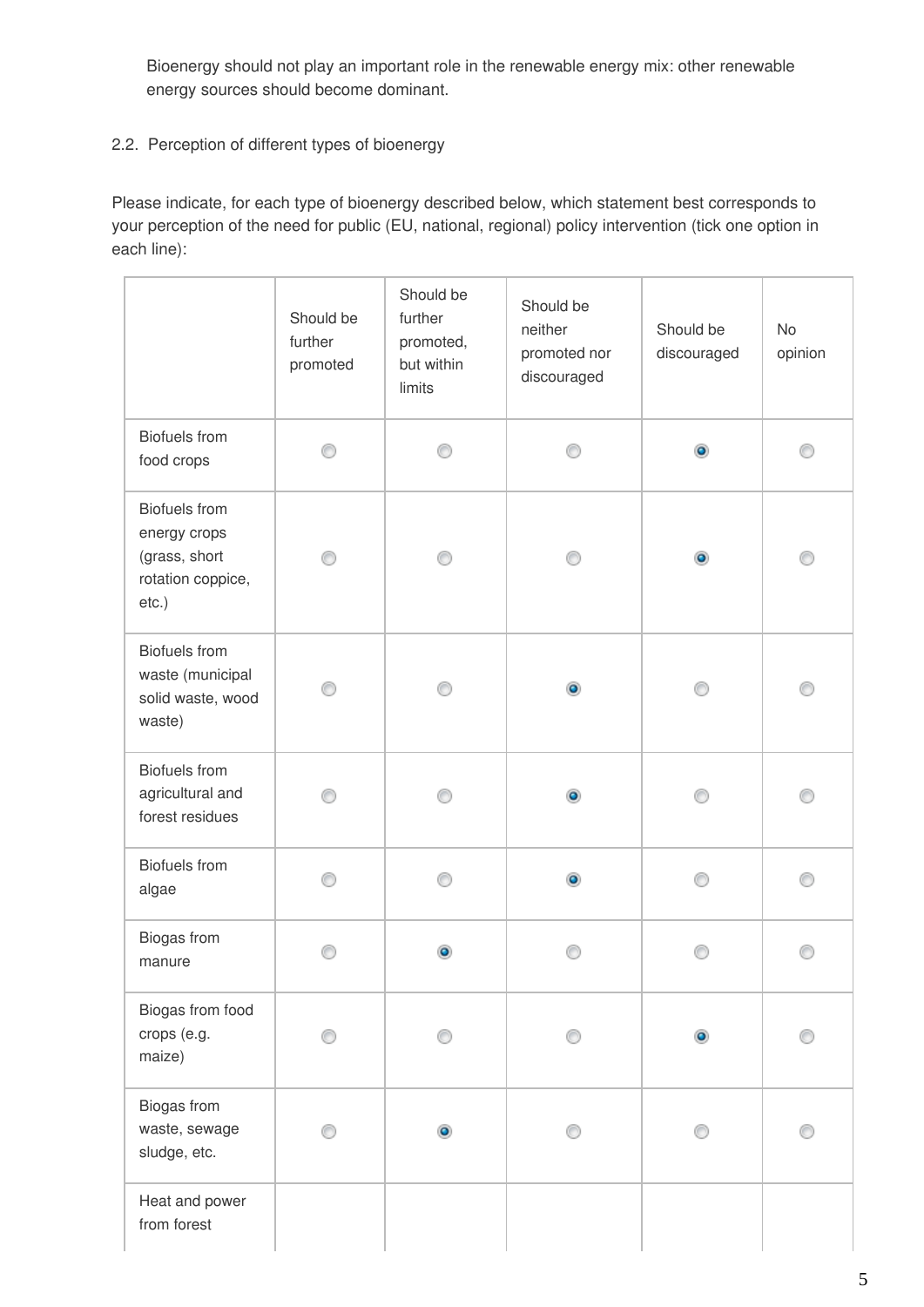Bioenergy should not play an important role in the renewable energy mix: other renewable energy sources should become dominant.

2.2. Perception of different types of bioenergy

Please indicate, for each type of bioenergy described below, which statement best corresponds to your perception of the need for public (EU, national, regional) policy intervention (tick one option in each line):

| | Should be further promoted | Should be further promoted, but within limits | Should be neither promoted nor discouraged | Should be discouraged | No opinion |
|---|---|---|---|---|---|
| Biofuels from food crops | ○ | ○ | ○ | ● | ○ |
| Biofuels from energy crops (grass, short rotation coppice, etc.) | ○ | ○ | ○ | ● | ○ |
| Biofuels from waste (municipal solid waste, wood waste) | ○ | ○ | ● | ○ | ○ |
| Biofuels from agricultural and forest residues | ○ | ○ | ● | ○ | ○ |
| Biofuels from algae | ○ | ○ | ● | ○ | ○ |
| Biogas from manure | ○ | ● | ○ | ○ | ○ |
| Biogas from food crops (e.g. maize) | ○ | ○ | ○ | ● | ○ |
| Biogas from waste, sewage sludge, etc. | ○ | ● | ○ | ○ | ○ |
| Heat and power from forest | | | | | |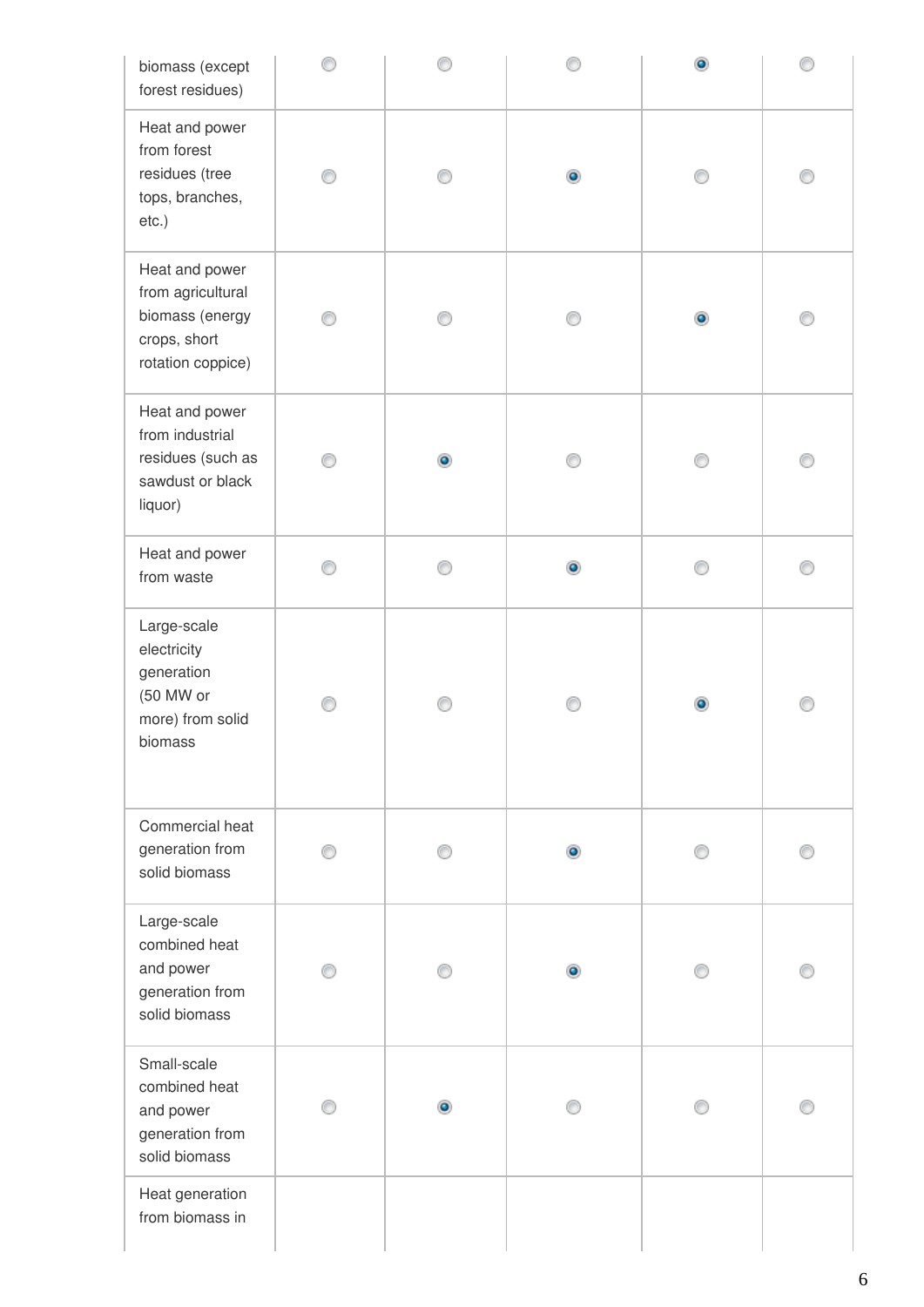| | | | | | |
|---|---|---|---|---|---|
| biomass (except forest residues) | ○ | ○ | ○ | ● | ○ |
| Heat and power from forest residues (tree tops, branches, etc.) | ○ | ○ | ● | ○ | ○ |
| Heat and power from agricultural biomass (energy crops, short rotation coppice) | ○ | ○ | ○ | ● | ○ |
| Heat and power from industrial residues (such as sawdust or black liquor) | ○ | ● | ○ | ○ | ○ |
| Heat and power from waste | ○ | ○ | ● | ○ | ○ |
| Large-scale electricity generation (50 MW or more) from solid biomass | ○ | ○ | ○ | ● | ○ |
| Commercial heat generation from solid biomass | ○ | ○ | ● | ○ | ○ |
| Large-scale combined heat and power generation from solid biomass | ○ | ○ | ● | ○ | ○ |
| Small-scale combined heat and power generation from solid biomass | ○ | ● | ○ | ○ | ○ |
| Heat generation from biomass in | | | | | |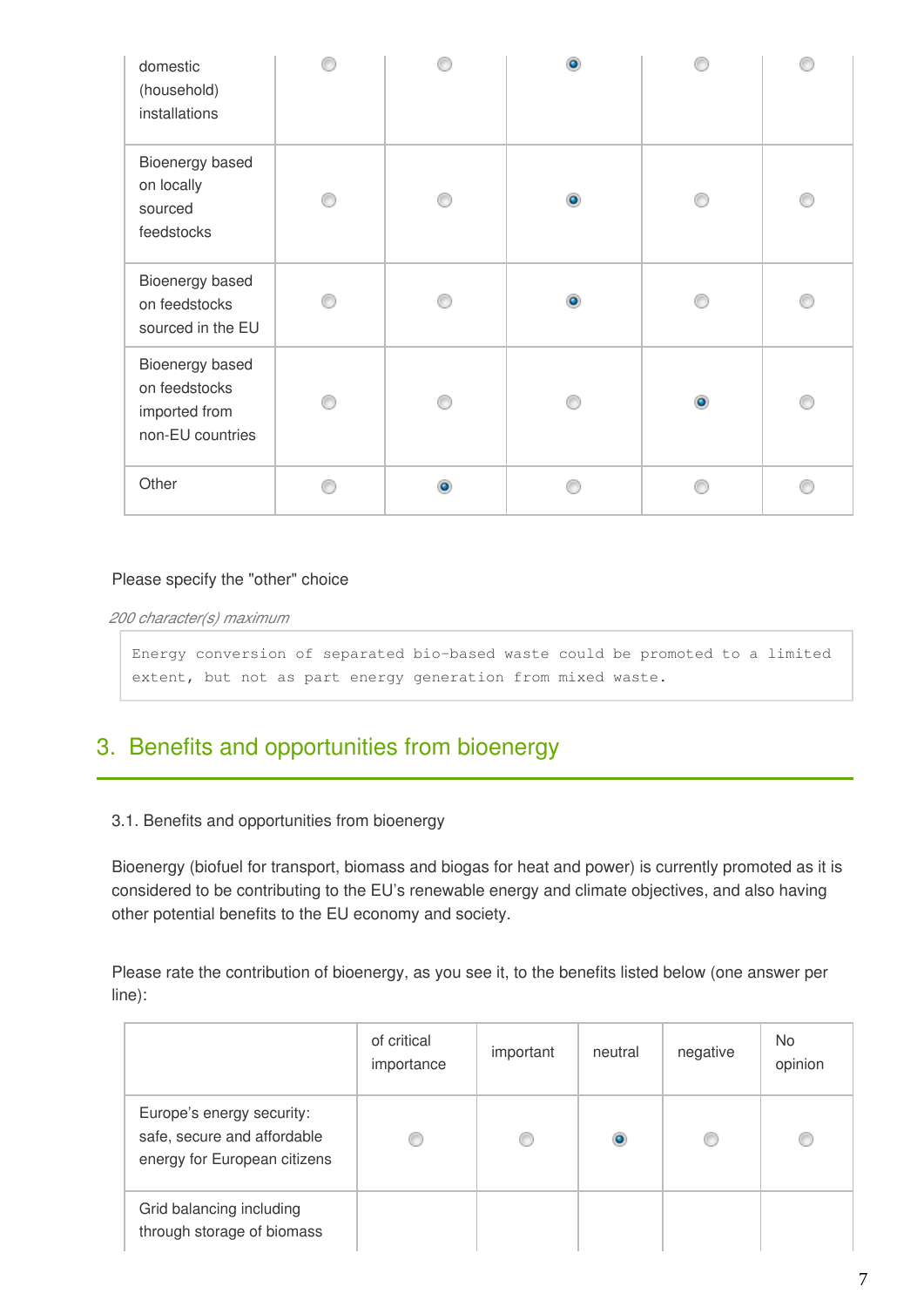| | | | | | |
|---|---|---|---|---|---|
| domestic (household) installations | ○ | ○ | ● | ○ | ○ |
| Bioenergy based on locally sourced feedstocks | ○ | ○ | ● | ○ | ○ |
| Bioenergy based on feedstocks sourced in the EU | ○ | ○ | ● | ○ | ○ |
| Bioenergy based on feedstocks imported from non-EU countries | ○ | ○ | ○ | ● | ○ |
| Other | ○ | ● | ○ | ○ | ○ |

Please specify the "other" choice

*200 character(s) maximum*

```
Energy conversion of separated bio-based waste could be promoted to a limited extent, but not as part energy generation from mixed waste.
```

## 3. Benefits and opportunities from bioenergy

3.1. Benefits and opportunities from bioenergy

Bioenergy (biofuel for transport, biomass and biogas for heat and power) is currently promoted as it is considered to be contributing to the EU's renewable energy and climate objectives, and also having other potential benefits to the EU economy and society.

Please rate the contribution of bioenergy, as you see it, to the benefits listed below (one answer per line):

| | of critical importance | important | neutral | negative | No opinion |
|---|---|---|---|---|---|
| Europe's energy security: safe, secure and affordable energy for European citizens | ○ | ○ | ● | ○ | ○ |
| Grid balancing including through storage of biomass | | | | | |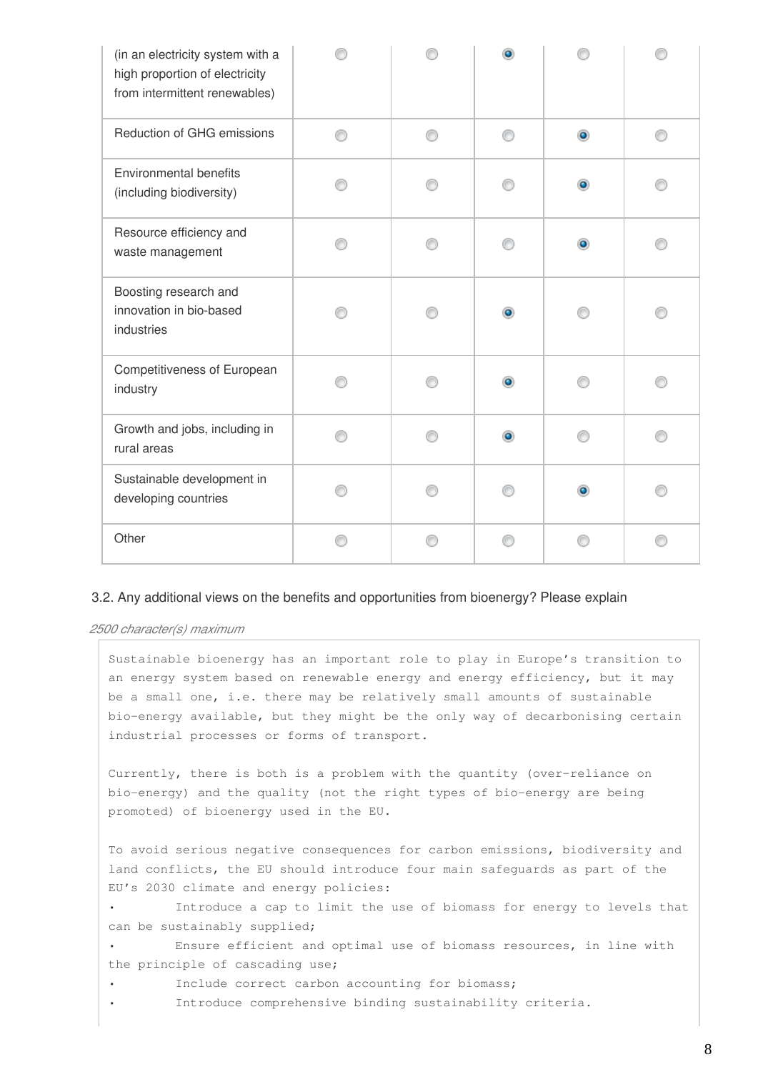| | | | | | |
|---|---|---|---|---|---|
| (in an electricity system with a high proportion of electricity from intermittent renewables) | ◯ | ◯ | ◉ | ◯ | ◯ |
| Reduction of GHG emissions | ◯ | ◯ | ◯ | ◉ | ◯ |
| Environmental benefits (including biodiversity) | ◯ | ◯ | ◯ | ◉ | ◯ |
| Resource efficiency and waste management | ◯ | ◯ | ◯ | ◉ | ◯ |
| Boosting research and innovation in bio-based industries | ◯ | ◯ | ◉ | ◯ | ◯ |
| Competitiveness of European industry | ◯ | ◯ | ◉ | ◯ | ◯ |
| Growth and jobs, including in rural areas | ◯ | ◯ | ◉ | ◯ | ◯ |
| Sustainable development in developing countries | ◯ | ◯ | ◯ | ◉ | ◯ |
| Other | ◯ | ◯ | ◯ | ◯ | ◯ |

3.2. Any additional views on the benefits and opportunities from bioenergy? Please explain

*2500 character(s) maximum*

Sustainable bioenergy has an important role to play in Europe's transition to an energy system based on renewable energy and energy efficiency, but it may be a small one, i.e. there may be relatively small amounts of sustainable bio-energy available, but they might be the only way of decarbonising certain industrial processes or forms of transport.

Currently, there is both is a problem with the quantity (over-reliance on bio-energy) and the quality (not the right types of bio-energy are being promoted) of bioenergy used in the EU.

To avoid serious negative consequences for carbon emissions, biodiversity and land conflicts, the EU should introduce four main safeguards as part of the EU's 2030 climate and energy policies:

- Introduce a cap to limit the use of biomass for energy to levels that can be sustainably supplied;
- Ensure efficient and optimal use of biomass resources, in line with the principle of cascading use;
- Include correct carbon accounting for biomass;
- Introduce comprehensive binding sustainability criteria.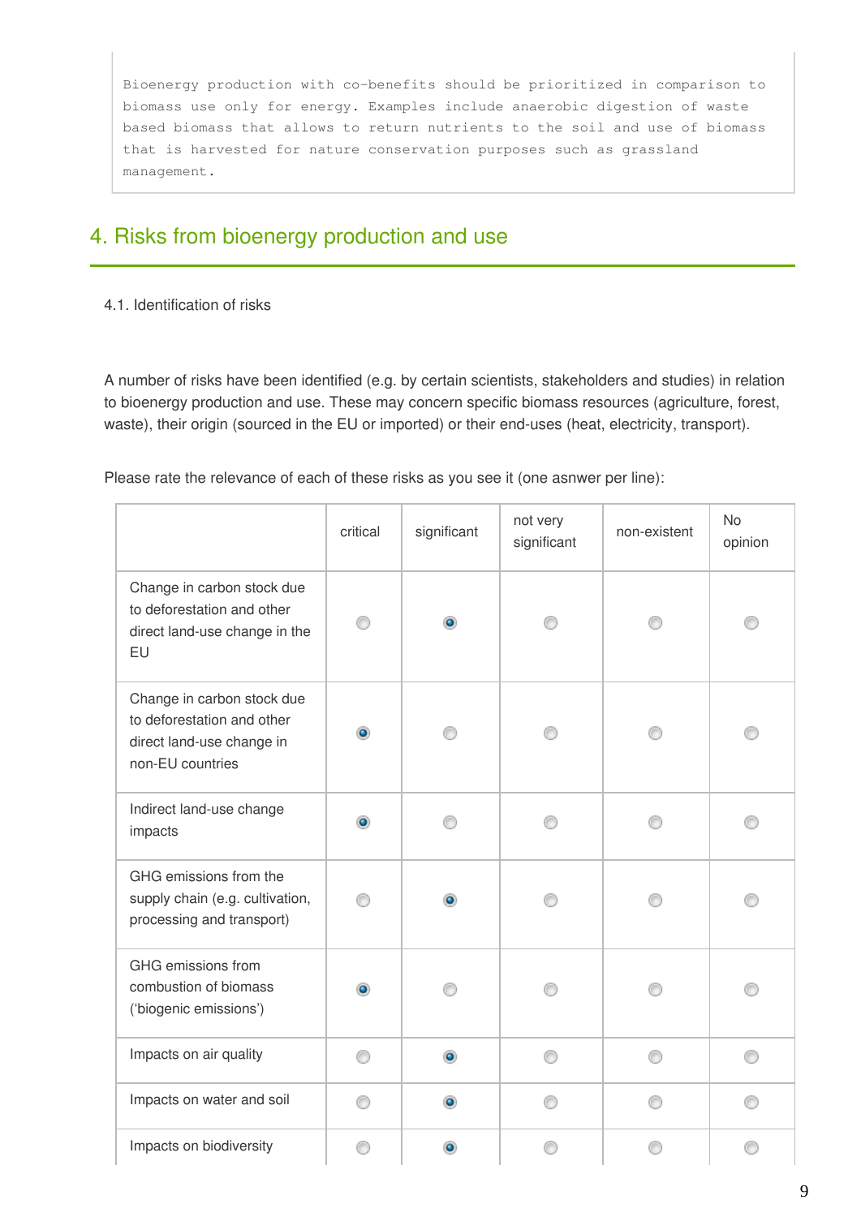```
Bioenergy production with co-benefits should be prioritized in comparison to
biomass use only for energy. Examples include anaerobic digestion of waste
based biomass that allows to return nutrients to the soil and use of biomass
that is harvested for nature conservation purposes such as grassland
management.
```

## 4. Risks from bioenergy production and use

4.1. Identification of risks

A number of risks have been identified (e.g. by certain scientists, stakeholders and studies) in relation to bioenergy production and use. These may concern specific biomass resources (agriculture, forest, waste), their origin (sourced in the EU or imported) or their end-uses (heat, electricity, transport).

Please rate the relevance of each of these risks as you see it (one asnwer per line):

| | critical | significant | not very significant | non-existent | No opinion |
|---|---|---|---|---|---|
| Change in carbon stock due to deforestation and other direct land-use change in the EU | | X | | | |
| Change in carbon stock due to deforestation and other direct land-use change in non-EU countries | X | | | | |
| Indirect land-use change impacts | X | | | | |
| GHG emissions from the supply chain (e.g. cultivation, processing and transport) | | X | | | |
| GHG emissions from combustion of biomass ('biogenic emissions') | X | | | | |
| Impacts on air quality | | X | | | |
| Impacts on water and soil | | X | | | |
| Impacts on biodiversity | | X | | | |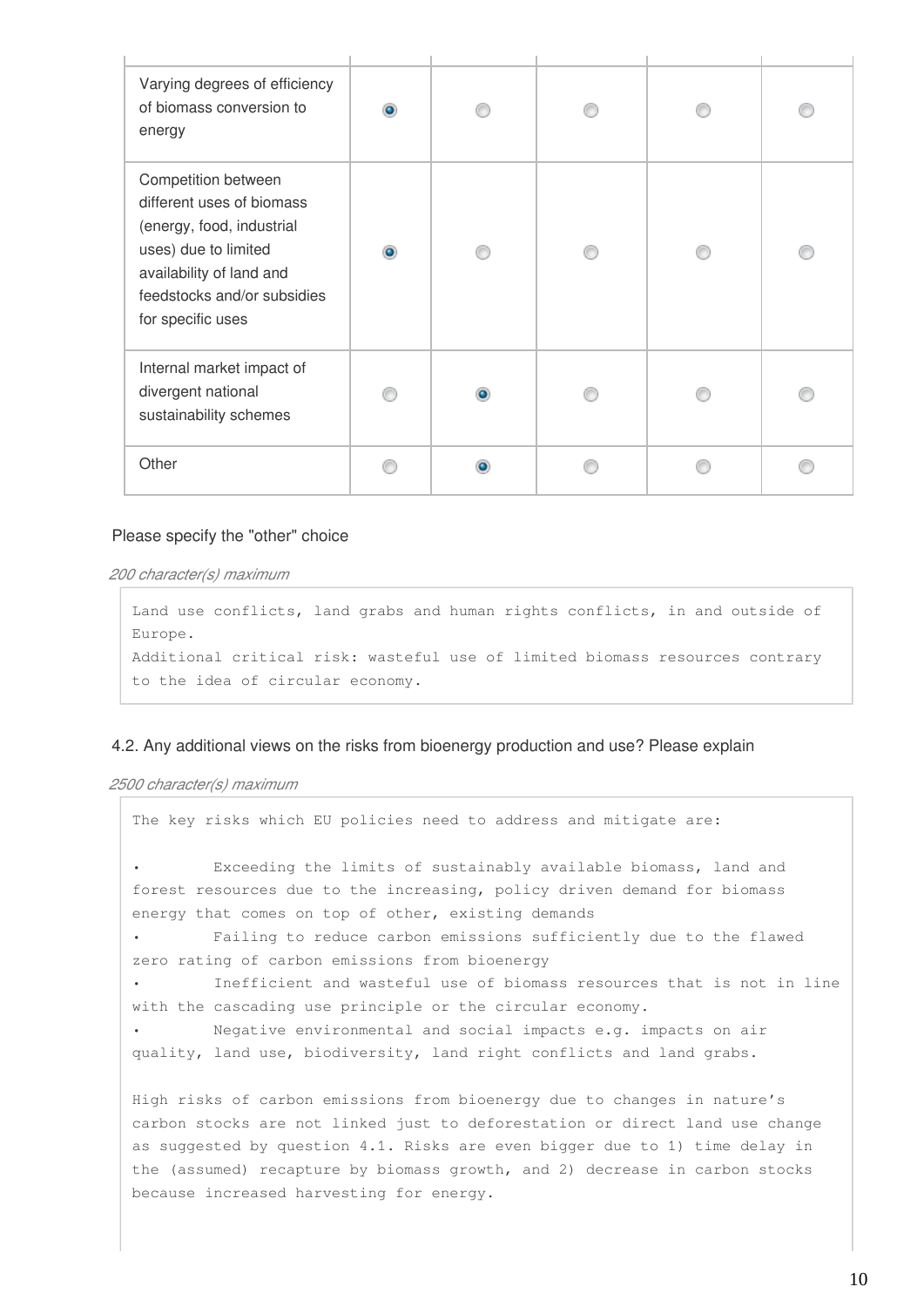| | | | | | |
|---|---|---|---|---|---|
| Varying degrees of efficiency of biomass conversion to energy | ◉ | ○ | ○ | ○ | ○ |
| Competition between different uses of biomass (energy, food, industrial uses) due to limited availability of land and feedstocks and/or subsidies for specific uses | ◉ | ○ | ○ | ○ | ○ |
| Internal market impact of divergent national sustainability schemes | ○ | ◉ | ○ | ○ | ○ |
| Other | ○ | ◉ | ○ | ○ | ○ |

Please specify the "other" choice

*200 character(s) maximum*

Land use conflicts, land grabs and human rights conflicts, in and outside of Europe.
Additional critical risk: wasteful use of limited biomass resources contrary to the idea of circular economy.

4.2. Any additional views on the risks from bioenergy production and use? Please explain

*2500 character(s) maximum*

The key risks which EU policies need to address and mitigate are:

- Exceeding the limits of sustainably available biomass, land and forest resources due to the increasing, policy driven demand for biomass energy that comes on top of other, existing demands
- Failing to reduce carbon emissions sufficiently due to the flawed zero rating of carbon emissions from bioenergy
- Inefficient and wasteful use of biomass resources that is not in line with the cascading use principle or the circular economy.
- Negative environmental and social impacts e.g. impacts on air quality, land use, biodiversity, land right conflicts and land grabs.

High risks of carbon emissions from bioenergy due to changes in nature's carbon stocks are not linked just to deforestation or direct land use change as suggested by question 4.1. Risks are even bigger due to 1) time delay in the (assumed) recapture by biomass growth, and 2) decrease in carbon stocks because increased harvesting for energy.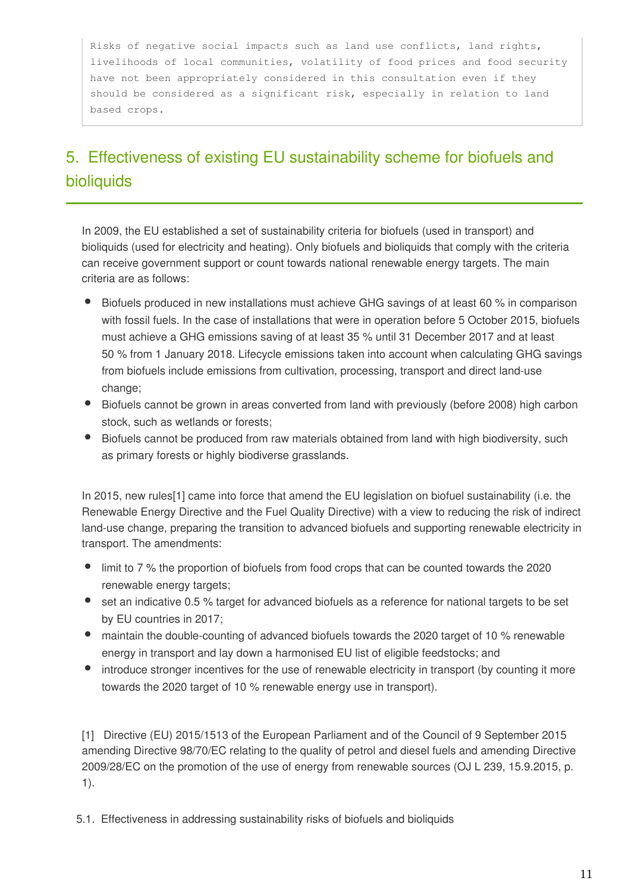```
Risks of negative social impacts such as land use conflicts, land rights,
livelihoods of local communities, volatility of food prices and food security
have not been appropriately considered in this consultation even if they
should be considered as a significant risk, especially in relation to land
based crops.
```

## 5. Effectiveness of existing EU sustainability scheme for biofuels and bioliquids

In 2009, the EU established a set of sustainability criteria for biofuels (used in transport) and bioliquids (used for electricity and heating). Only biofuels and bioliquids that comply with the criteria can receive government support or count towards national renewable energy targets. The main criteria are as follows:

- Biofuels produced in new installations must achieve GHG savings of at least 60 % in comparison with fossil fuels. In the case of installations that were in operation before 5 October 2015, biofuels must achieve a GHG emissions saving of at least 35 % until 31 December 2017 and at least 50 % from 1 January 2018. Lifecycle emissions taken into account when calculating GHG savings from biofuels include emissions from cultivation, processing, transport and direct land-use change;
- Biofuels cannot be grown in areas converted from land with previously (before 2008) high carbon stock, such as wetlands or forests;
- Biofuels cannot be produced from raw materials obtained from land with high biodiversity, such as primary forests or highly biodiverse grasslands.

In 2015, new rules[1] came into force that amend the EU legislation on biofuel sustainability (i.e. the Renewable Energy Directive and the Fuel Quality Directive) with a view to reducing the risk of indirect land-use change, preparing the transition to advanced biofuels and supporting renewable electricity in transport. The amendments:

- limit to 7 % the proportion of biofuels from food crops that can be counted towards the 2020 renewable energy targets;
- set an indicative 0.5 % target for advanced biofuels as a reference for national targets to be set by EU countries in 2017;
- maintain the double-counting of advanced biofuels towards the 2020 target of 10 % renewable energy in transport and lay down a harmonised EU list of eligible feedstocks; and
- introduce stronger incentives for the use of renewable electricity in transport (by counting it more towards the 2020 target of 10 % renewable energy use in transport).

[1] Directive (EU) 2015/1513 of the European Parliament and of the Council of 9 September 2015 amending Directive 98/70/EC relating to the quality of petrol and diesel fuels and amending Directive 2009/28/EC on the promotion of the use of energy from renewable sources (OJ L 239, 15.9.2015, p. 1).

5.1. Effectiveness in addressing sustainability risks of biofuels and bioliquids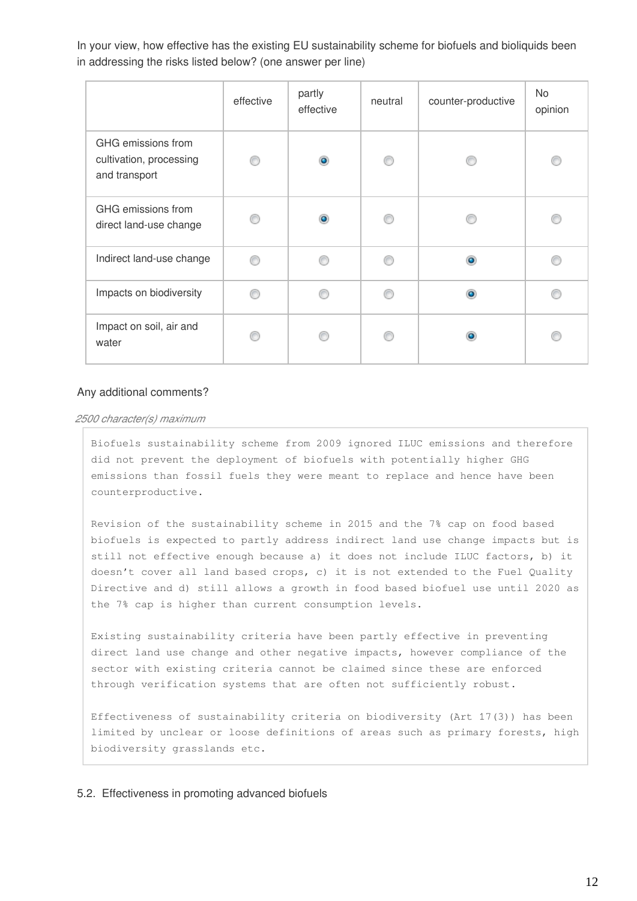In your view, how effective has the existing EU sustainability scheme for biofuels and bioliquids been in addressing the risks listed below? (one answer per line)

| | effective | partly effective | neutral | counter-productive | No opinion |
|---|---|---|---|---|---|
| GHG emissions from cultivation, processing and transport | | X | | | |
| GHG emissions from direct land-use change | | X | | | |
| Indirect land-use change | | | | X | |
| Impacts on biodiversity | | | | X | |
| Impact on soil, air and water | | | | X | |

Any additional comments?

*2500 character(s) maximum*

Biofuels sustainability scheme from 2009 ignored ILUC emissions and therefore did not prevent the deployment of biofuels with potentially higher GHG emissions than fossil fuels they were meant to replace and hence have been counterproductive.

Revision of the sustainability scheme in 2015 and the 7% cap on food based biofuels is expected to partly address indirect land use change impacts but is still not effective enough because a) it does not include ILUC factors, b) it doesn't cover all land based crops, c) it is not extended to the Fuel Quality Directive and d) still allows a growth in food based biofuel use until 2020 as the 7% cap is higher than current consumption levels.

Existing sustainability criteria have been partly effective in preventing direct land use change and other negative impacts, however compliance of the sector with existing criteria cannot be claimed since these are enforced through verification systems that are often not sufficiently robust.

Effectiveness of sustainability criteria on biodiversity (Art 17(3)) has been limited by unclear or loose definitions of areas such as primary forests, high biodiversity grasslands etc.

5.2. Effectiveness in promoting advanced biofuels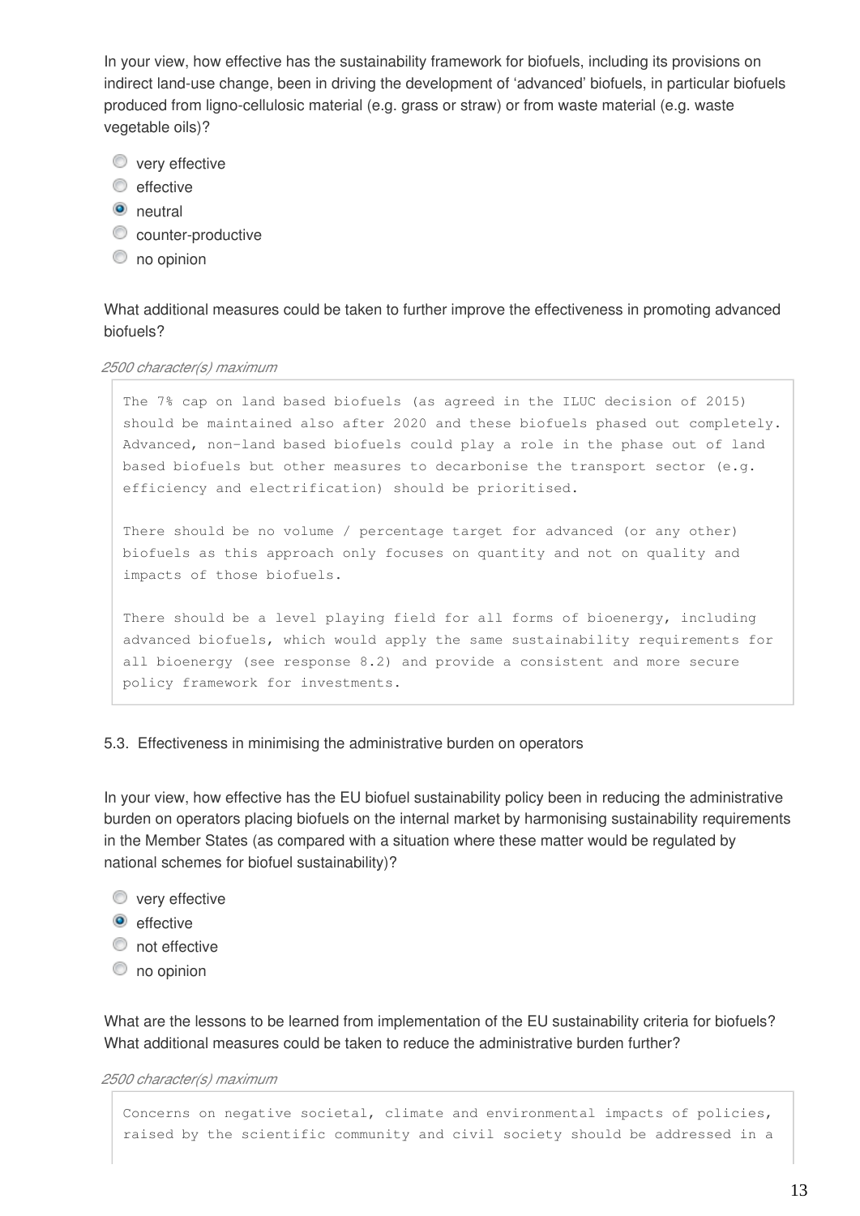In your view, how effective has the sustainability framework for biofuels, including its provisions on indirect land-use change, been in driving the development of 'advanced' biofuels, in particular biofuels produced from ligno-cellulosic material (e.g. grass or straw) or from waste material (e.g. waste vegetable oils)?

- ○ very effective
- ○ effective
- ● neutral
- ○ counter-productive
- ○ no opinion

What additional measures could be taken to further improve the effectiveness in promoting advanced biofuels?

*2500 character(s) maximum*

```
The 7% cap on land based biofuels (as agreed in the ILUC decision of 2015)
should be maintained also after 2020 and these biofuels phased out completely.
Advanced, non-land based biofuels could play a role in the phase out of land
based biofuels but other measures to decarbonise the transport sector (e.g.
efficiency and electrification) should be prioritised.

There should be no volume / percentage target for advanced (or any other)
biofuels as this approach only focuses on quantity and not on quality and
impacts of those biofuels.

There should be a level playing field for all forms of bioenergy, including
advanced biofuels, which would apply the same sustainability requirements for
all bioenergy (see response 8.2) and provide a consistent and more secure
policy framework for investments.
```

5.3. Effectiveness in minimising the administrative burden on operators

In your view, how effective has the EU biofuel sustainability policy been in reducing the administrative burden on operators placing biofuels on the internal market by harmonising sustainability requirements in the Member States (as compared with a situation where these matter would be regulated by national schemes for biofuel sustainability)?

- ○ very effective
- ● effective
- ○ not effective
- ○ no opinion

What are the lessons to be learned from implementation of the EU sustainability criteria for biofuels? What additional measures could be taken to reduce the administrative burden further?

*2500 character(s) maximum*

```
Concerns on negative societal, climate and environmental impacts of policies,
raised by the scientific community and civil society should be addressed in a
```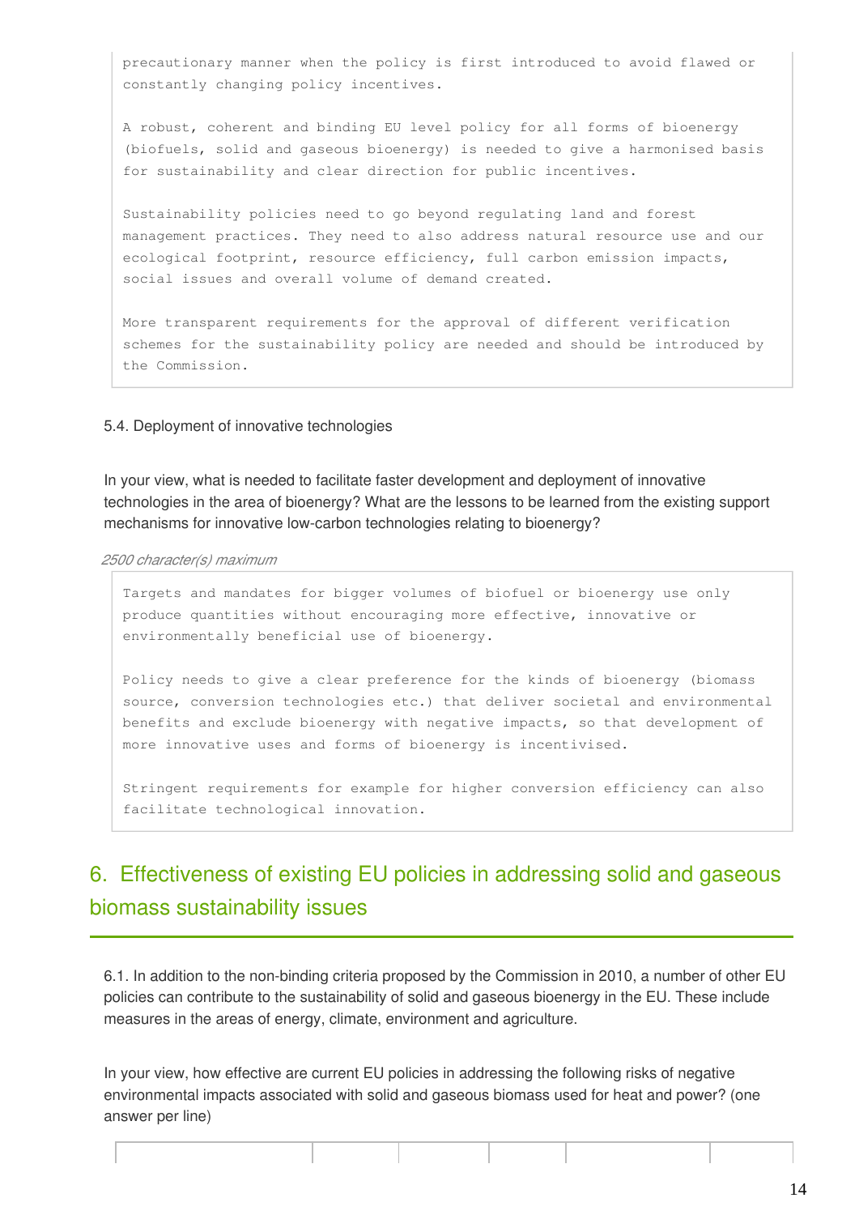precautionary manner when the policy is first introduced to avoid flawed or constantly changing policy incentives.

A robust, coherent and binding EU level policy for all forms of bioenergy (biofuels, solid and gaseous bioenergy) is needed to give a harmonised basis for sustainability and clear direction for public incentives.

Sustainability policies need to go beyond regulating land and forest management practices. They need to also address natural resource use and our ecological footprint, resource efficiency, full carbon emission impacts, social issues and overall volume of demand created.

More transparent requirements for the approval of different verification schemes for the sustainability policy are needed and should be introduced by the Commission.

5.4. Deployment of innovative technologies

In your view, what is needed to facilitate faster development and deployment of innovative technologies in the area of bioenergy? What are the lessons to be learned from the existing support mechanisms for innovative low-carbon technologies relating to bioenergy?

*2500 character(s) maximum*

Targets and mandates for bigger volumes of biofuel or bioenergy use only produce quantities without encouraging more effective, innovative or environmentally beneficial use of bioenergy.

Policy needs to give a clear preference for the kinds of bioenergy (biomass source, conversion technologies etc.) that deliver societal and environmental benefits and exclude bioenergy with negative impacts, so that development of more innovative uses and forms of bioenergy is incentivised.

Stringent requirements for example for higher conversion efficiency can also facilitate technological innovation.

## 6. Effectiveness of existing EU policies in addressing solid and gaseous biomass sustainability issues

6.1. In addition to the non-binding criteria proposed by the Commission in 2010, a number of other EU policies can contribute to the sustainability of solid and gaseous bioenergy in the EU. These include measures in the areas of energy, climate, environment and agriculture.

In your view, how effective are current EU policies in addressing the following risks of negative environmental impacts associated with solid and gaseous biomass used for heat and power? (one answer per line)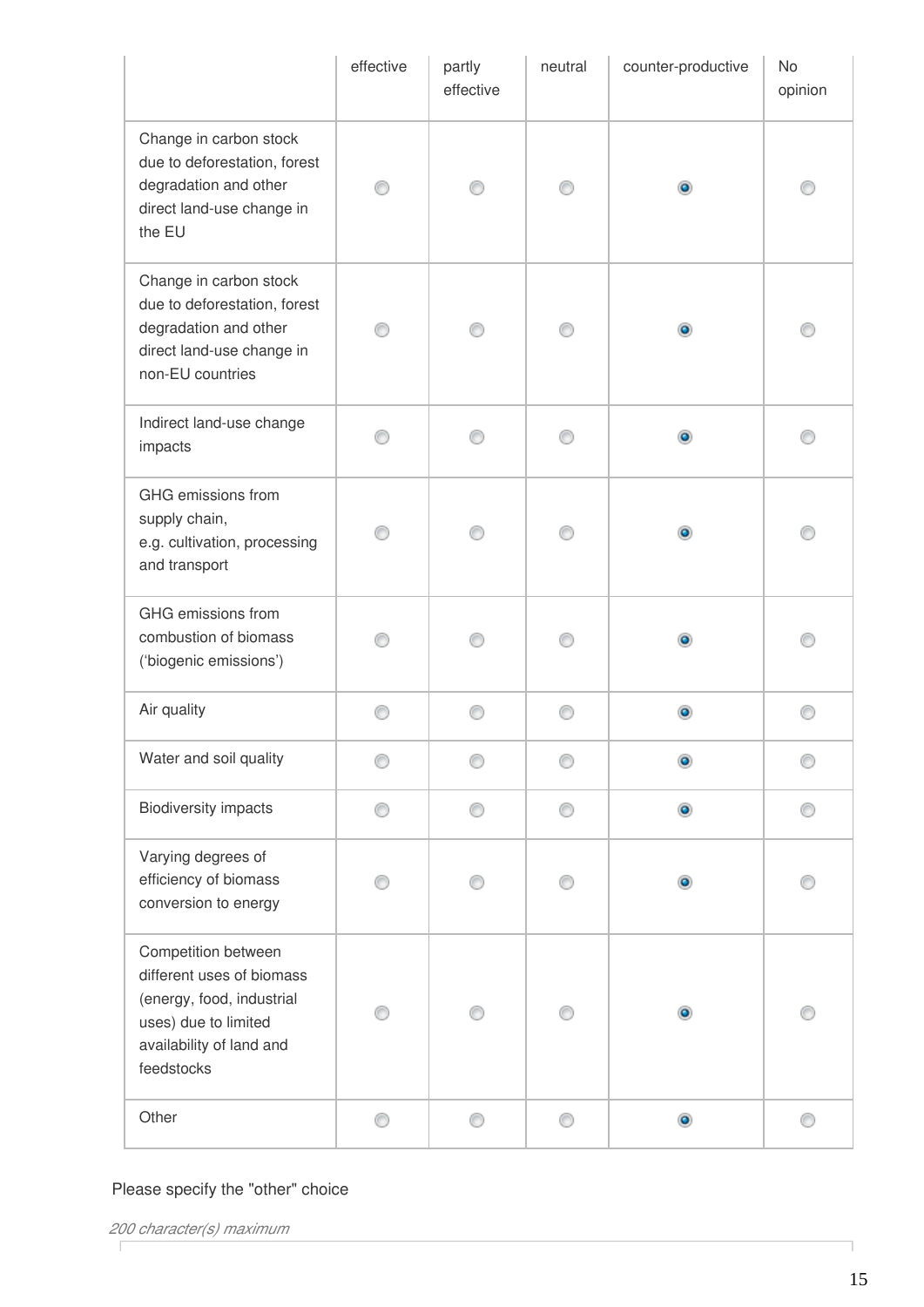| | effective | partly effective | neutral | counter-productive | No opinion |
|---|---|---|---|---|---|
| Change in carbon stock due to deforestation, forest degradation and other direct land-use change in the EU | ◯ | ◯ | ◯ | ◉ | ◯ |
| Change in carbon stock due to deforestation, forest degradation and other direct land-use change in non-EU countries | ◯ | ◯ | ◯ | ◉ | ◯ |
| Indirect land-use change impacts | ◯ | ◯ | ◯ | ◉ | ◯ |
| GHG emissions from supply chain, e.g. cultivation, processing and transport | ◯ | ◯ | ◯ | ◉ | ◯ |
| GHG emissions from combustion of biomass ('biogenic emissions') | ◯ | ◯ | ◯ | ◉ | ◯ |
| Air quality | ◯ | ◯ | ◯ | ◉ | ◯ |
| Water and soil quality | ◯ | ◯ | ◯ | ◉ | ◯ |
| Biodiversity impacts | ◯ | ◯ | ◯ | ◉ | ◯ |
| Varying degrees of efficiency of biomass conversion to energy | ◯ | ◯ | ◯ | ◉ | ◯ |
| Competition between different uses of biomass (energy, food, industrial uses) due to limited availability of land and feedstocks | ◯ | ◯ | ◯ | ◉ | ◯ |
| Other | ◯ | ◯ | ◯ | ◉ | ◯ |

Please specify the "other" choice

*200 character(s) maximum*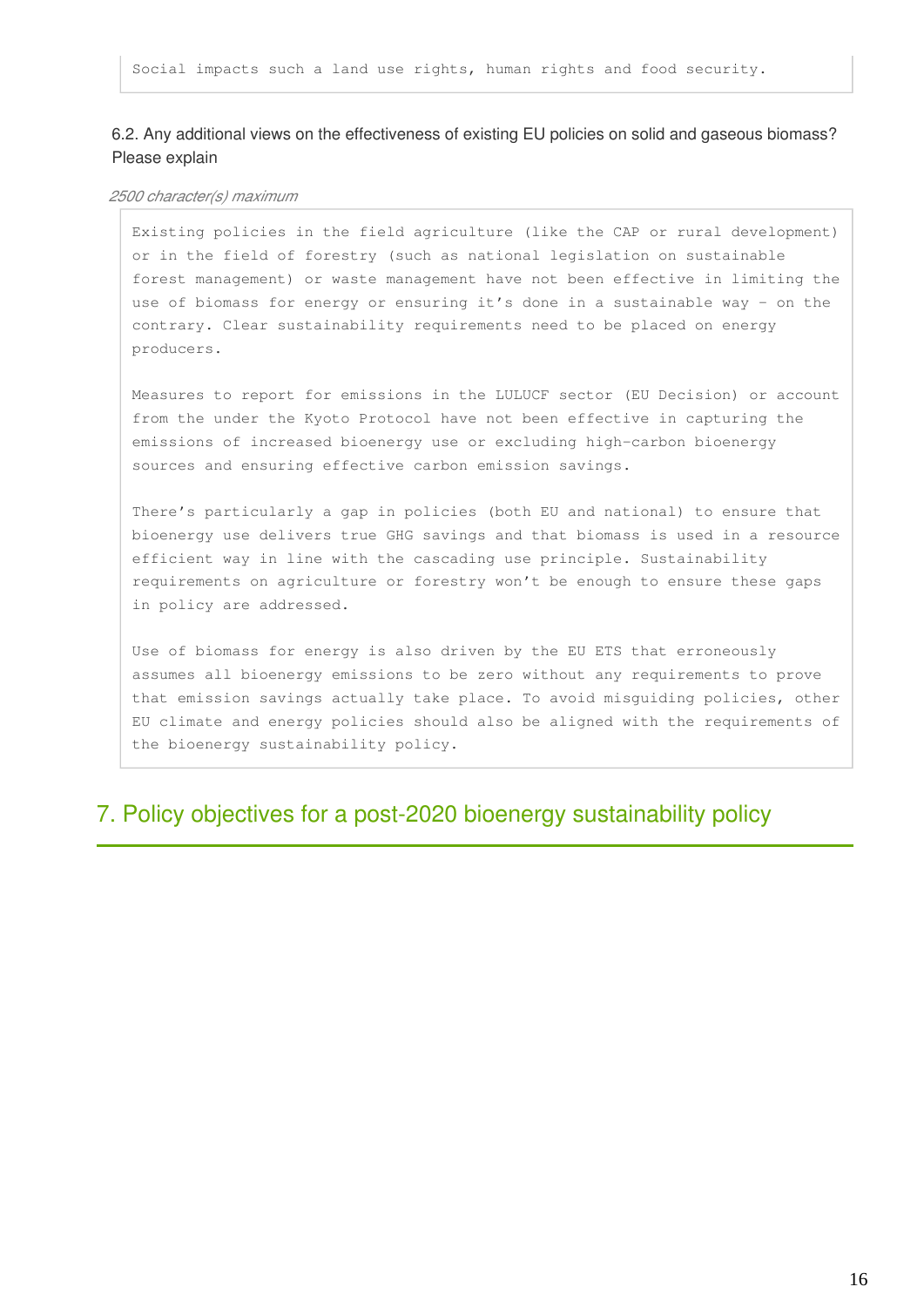Social impacts such a land use rights, human rights and food security.

6.2. Any additional views on the effectiveness of existing EU policies on solid and gaseous biomass? Please explain

*2500 character(s) maximum*

Existing policies in the field agriculture (like the CAP or rural development) or in the field of forestry (such as national legislation on sustainable forest management) or waste management have not been effective in limiting the use of biomass for energy or ensuring it's done in a sustainable way – on the contrary. Clear sustainability requirements need to be placed on energy producers.

Measures to report for emissions in the LULUCF sector (EU Decision) or account from the under the Kyoto Protocol have not been effective in capturing the emissions of increased bioenergy use or excluding high-carbon bioenergy sources and ensuring effective carbon emission savings.

There's particularly a gap in policies (both EU and national) to ensure that bioenergy use delivers true GHG savings and that biomass is used in a resource efficient way in line with the cascading use principle. Sustainability requirements on agriculture or forestry won't be enough to ensure these gaps in policy are addressed.

Use of biomass for energy is also driven by the EU ETS that erroneously assumes all bioenergy emissions to be zero without any requirements to prove that emission savings actually take place. To avoid misguiding policies, other EU climate and energy policies should also be aligned with the requirements of the bioenergy sustainability policy.

## 7. Policy objectives for a post-2020 bioenergy sustainability policy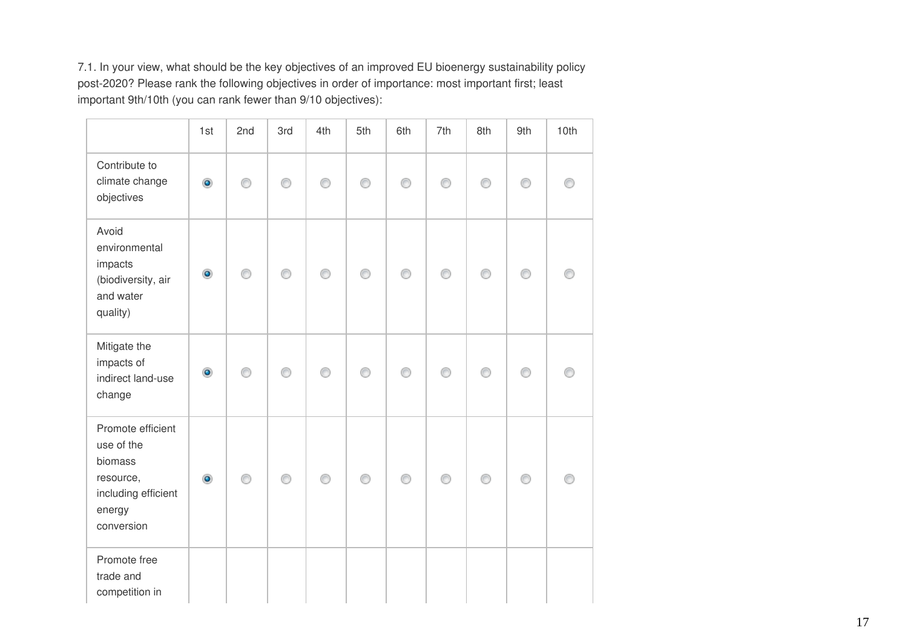7.1. In your view, what should be the key objectives of an improved EU bioenergy sustainability policy post-2020? Please rank the following objectives in order of importance: most important first; least important 9th/10th (you can rank fewer than 9/10 objectives):

| | 1st | 2nd | 3rd | 4th | 5th | 6th | 7th | 8th | 9th | 10th |
|---|---|---|---|---|---|---|---|---|---|---|
| Contribute to climate change objectives | ◉ | ○ | ○ | ○ | ○ | ○ | ○ | ○ | ○ | ○ |
| Avoid environmental impacts (biodiversity, air and water quality) | ◉ | ○ | ○ | ○ | ○ | ○ | ○ | ○ | ○ | ○ |
| Mitigate the impacts of indirect land-use change | ◉ | ○ | ○ | ○ | ○ | ○ | ○ | ○ | ○ | ○ |
| Promote efficient use of the biomass resource, including efficient energy conversion | ◉ | ○ | ○ | ○ | ○ | ○ | ○ | ○ | ○ | ○ |
| Promote free trade and competition in | | | | | | | | | | |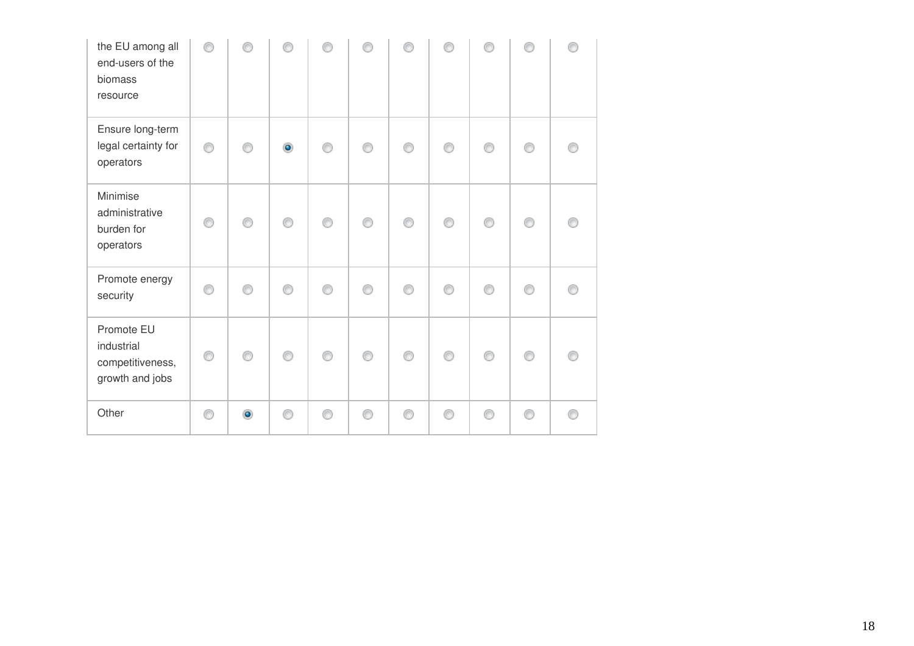| | | | | | | | | | | |
|---|---|---|---|---|---|---|---|---|---|---|
| the EU among all end-users of the biomass resource | ○ | ○ | ○ | ○ | ○ | ○ | ○ | ○ | ○ | ○ |
| Ensure long-term legal certainty for operators | ○ | ○ | ● | ○ | ○ | ○ | ○ | ○ | ○ | ○ |
| Minimise administrative burden for operators | ○ | ○ | ○ | ○ | ○ | ○ | ○ | ○ | ○ | ○ |
| Promote energy security | ○ | ○ | ○ | ○ | ○ | ○ | ○ | ○ | ○ | ○ |
| Promote EU industrial competitiveness, growth and jobs | ○ | ○ | ○ | ○ | ○ | ○ | ○ | ○ | ○ | ○ |
| Other | ○ | ● | ○ | ○ | ○ | ○ | ○ | ○ | ○ | ○ |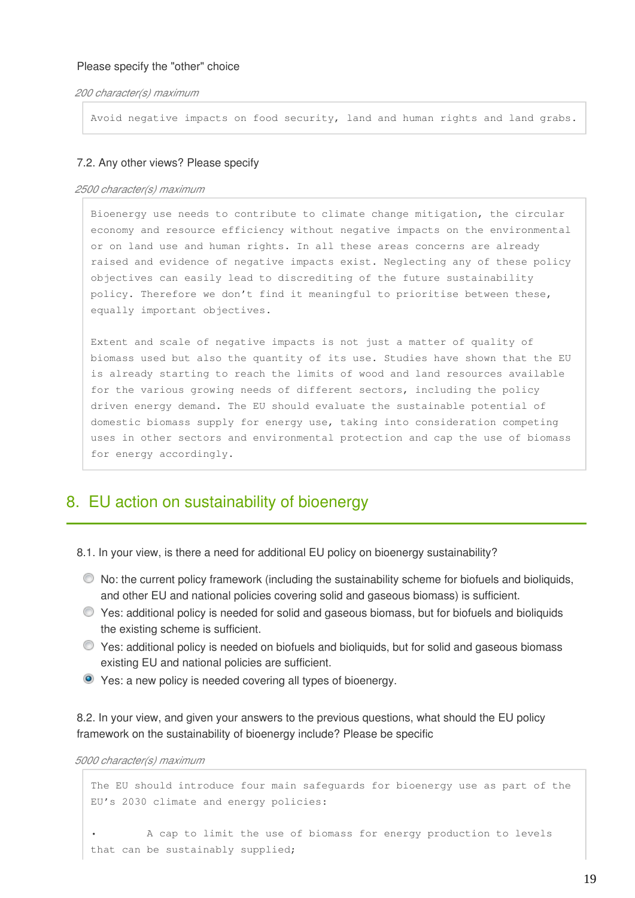Please specify the "other" choice

*200 character(s) maximum*

```
Avoid negative impacts on food security, land and human rights and land grabs.
```

7.2. Any other views? Please specify

*2500 character(s) maximum*

```
Bioenergy use needs to contribute to climate change mitigation, the circular economy and resource efficiency without negative impacts on the environmental or on land use and human rights. In all these areas concerns are already raised and evidence of negative impacts exist. Neglecting any of these policy objectives can easily lead to discrediting of the future sustainability policy. Therefore we don't find it meaningful to prioritise between these, equally important objectives.

Extent and scale of negative impacts is not just a matter of quality of biomass used but also the quantity of its use. Studies have shown that the EU is already starting to reach the limits of wood and land resources available for the various growing needs of different sectors, including the policy driven energy demand. The EU should evaluate the sustainable potential of domestic biomass supply for energy use, taking into consideration competing uses in other sectors and environmental protection and cap the use of biomass for energy accordingly.
```

## 8. EU action on sustainability of bioenergy

8.1. In your view, is there a need for additional EU policy on bioenergy sustainability?

- ○ No: the current policy framework (including the sustainability scheme for biofuels and bioliquids, and other EU and national policies covering solid and gaseous biomass) is sufficient.
- ○ Yes: additional policy is needed for solid and gaseous biomass, but for biofuels and bioliquids the existing scheme is sufficient.
- ○ Yes: additional policy is needed on biofuels and bioliquids, but for solid and gaseous biomass existing EU and national policies are sufficient.
- ◉ Yes: a new policy is needed covering all types of bioenergy.

8.2. In your view, and given your answers to the previous questions, what should the EU policy framework on the sustainability of bioenergy include? Please be specific

*5000 character(s) maximum*

```
The EU should introduce four main safeguards for bioenergy use as part of the EU's 2030 climate and energy policies:

•	A cap to limit the use of biomass for energy production to levels that can be sustainably supplied;
```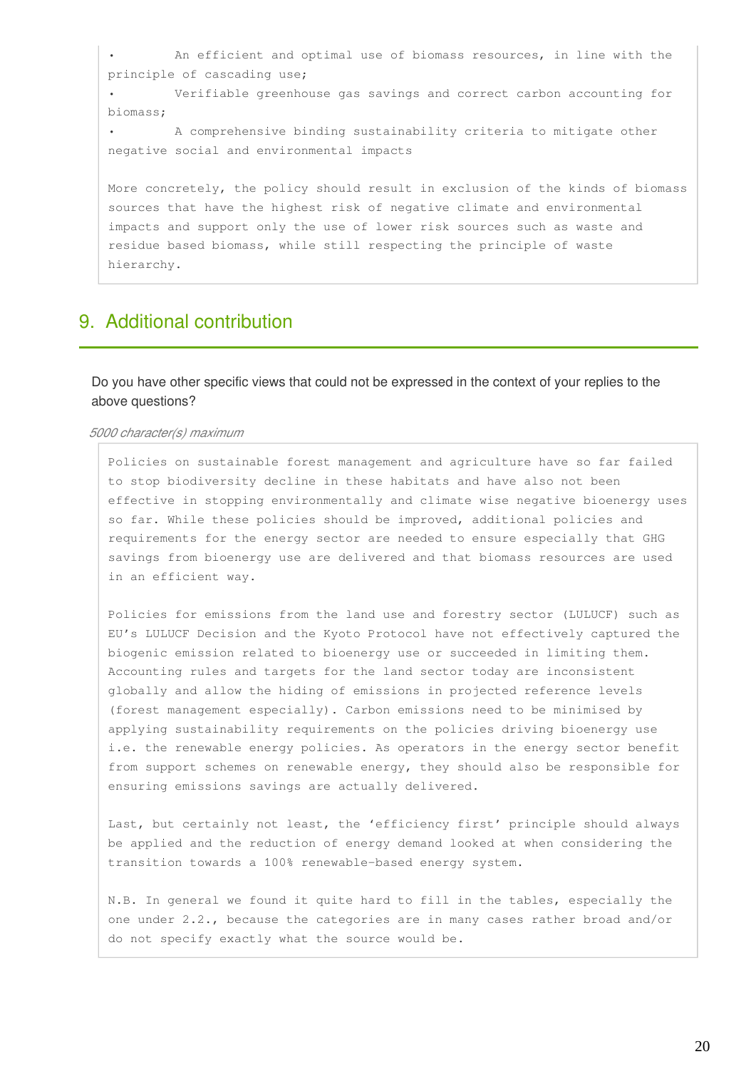- An efficient and optimal use of biomass resources, in line with the principle of cascading use;
- Verifiable greenhouse gas savings and correct carbon accounting for biomass;
- A comprehensive binding sustainability criteria to mitigate other negative social and environmental impacts

More concretely, the policy should result in exclusion of the kinds of biomass sources that have the highest risk of negative climate and environmental impacts and support only the use of lower risk sources such as waste and residue based biomass, while still respecting the principle of waste hierarchy.

## 9. Additional contribution

Do you have other specific views that could not be expressed in the context of your replies to the above questions?

*5000 character(s) maximum*

Policies on sustainable forest management and agriculture have so far failed to stop biodiversity decline in these habitats and have also not been effective in stopping environmentally and climate wise negative bioenergy uses so far. While these policies should be improved, additional policies and requirements for the energy sector are needed to ensure especially that GHG savings from bioenergy use are delivered and that biomass resources are used in an efficient way.

Policies for emissions from the land use and forestry sector (LULUCF) such as EU's LULUCF Decision and the Kyoto Protocol have not effectively captured the biogenic emission related to bioenergy use or succeeded in limiting them. Accounting rules and targets for the land sector today are inconsistent globally and allow the hiding of emissions in projected reference levels (forest management especially). Carbon emissions need to be minimised by applying sustainability requirements on the policies driving bioenergy use i.e. the renewable energy policies. As operators in the energy sector benefit from support schemes on renewable energy, they should also be responsible for ensuring emissions savings are actually delivered.

Last, but certainly not least, the 'efficiency first' principle should always be applied and the reduction of energy demand looked at when considering the transition towards a 100% renewable-based energy system.

N.B. In general we found it quite hard to fill in the tables, especially the one under 2.2., because the categories are in many cases rather broad and/or do not specify exactly what the source would be.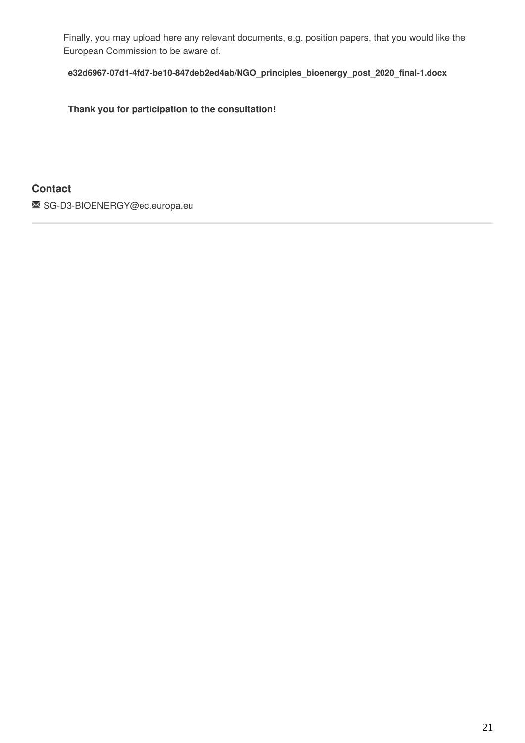Finally, you may upload here any relevant documents, e.g. position papers, that you would like the European Commission to be aware of.

**e32d6967-07d1-4fd7-be10-847deb2ed4ab/NGO_principles_bioenergy_post_2020_final-1.docx**

**Thank you for participation to the consultation!**

### Contact

✉ SG-D3-BIOENERGY@ec.europa.eu